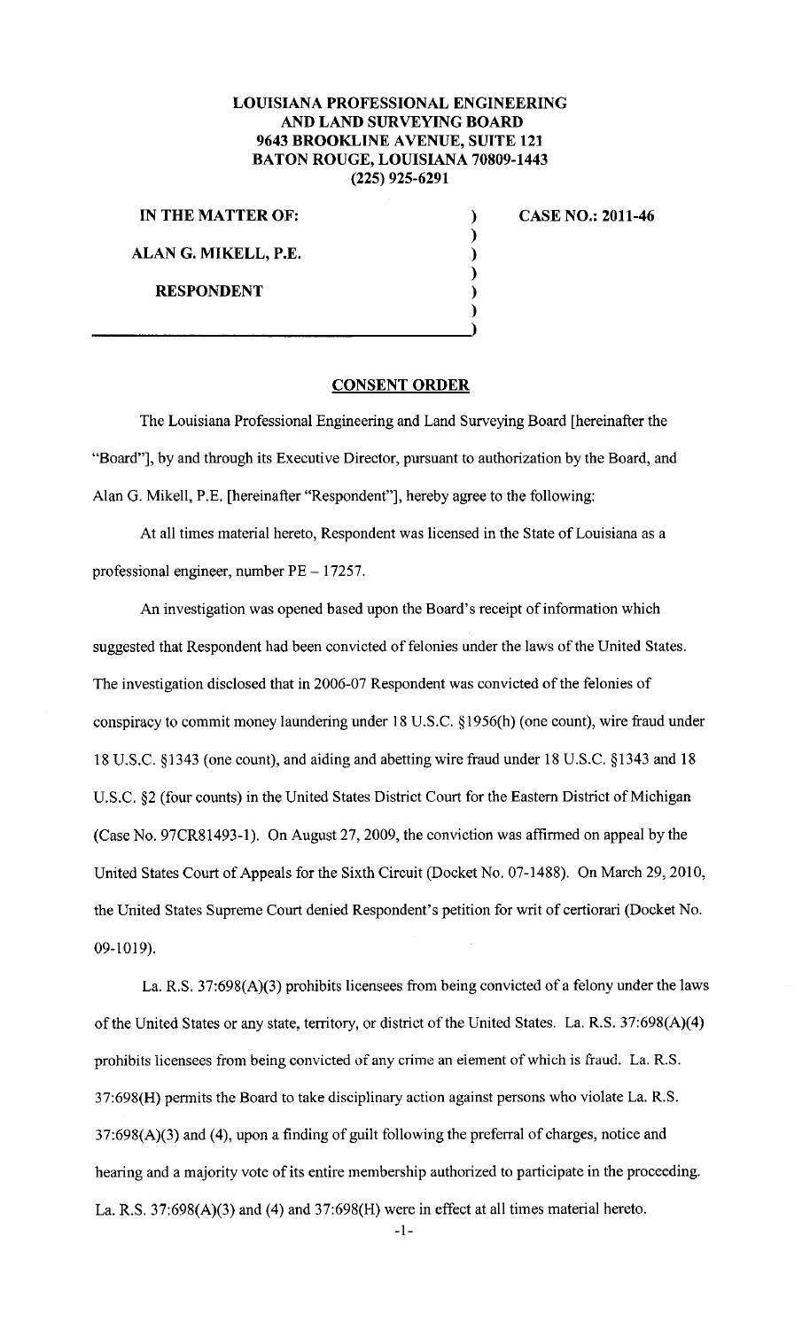**LOUISIANA PROFESSIONAL ENGINEERING AND LAND SURVEYING BOARD**
**9643 BROOKLINE AVENUE, SUITE 121**
**BATON ROUGE, LOUISIANA 70809-1443**
**(225) 925-6291**

| | | |
|---|---|---|
| **IN THE MATTER OF:** | ) | **CASE NO.: 2011-46** |
| | ) | |
| **ALAN G. MIKELL, P.E.** | ) | |
| | ) | |
| **RESPONDENT** | ) | |
| | ) | |

## CONSENT ORDER

The Louisiana Professional Engineering and Land Surveying Board [hereinafter the "Board"], by and through its Executive Director, pursuant to authorization by the Board, and Alan G. Mikell, P.E. [hereinafter "Respondent"], hereby agree to the following:

At all times material hereto, Respondent was licensed in the State of Louisiana as a professional engineer, number PE – 17257.

An investigation was opened based upon the Board's receipt of information which suggested that Respondent had been convicted of felonies under the laws of the United States. The investigation disclosed that in 2006-07 Respondent was convicted of the felonies of conspiracy to commit money laundering under 18 U.S.C. §1956(h) (one count), wire fraud under 18 U.S.C. §1343 (one count), and aiding and abetting wire fraud under 18 U.S.C. §1343 and 18 U.S.C. §2 (four counts) in the United States District Court for the Eastern District of Michigan (Case No. 97CR81493-1). On August 27, 2009, the conviction was affirmed on appeal by the United States Court of Appeals for the Sixth Circuit (Docket No. 07-1488). On March 29, 2010, the United States Supreme Court denied Respondent's petition for writ of certiorari (Docket No. 09-1019).

La. R.S. 37:698(A)(3) prohibits licensees from being convicted of a felony under the laws of the United States or any state, territory, or district of the United States. La. R.S. 37:698(A)(4) prohibits licensees from being convicted of any crime an element of which is fraud. La. R.S. 37:698(H) permits the Board to take disciplinary action against persons who violate La. R.S. 37:698(A)(3) and (4), upon a finding of guilt following the preferral of charges, notice and hearing and a majority vote of its entire membership authorized to participate in the proceeding. La. R.S. 37:698(A)(3) and (4) and 37:698(H) were in effect at all times material hereto.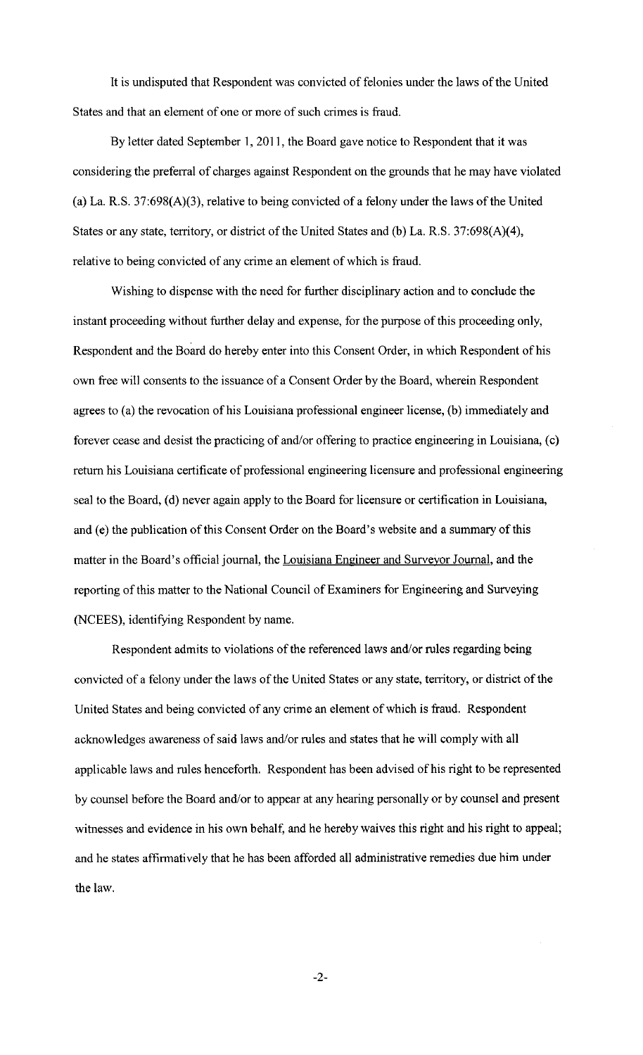It is undisputed that Respondent was convicted of felonies under the laws of the United States and that an element of one or more of such crimes is fraud.

By letter dated September 1, 2011, the Board gave notice to Respondent that it was considering the preferral of charges against Respondent on the grounds that he may have violated (a) La. R.S. 37:698(A)(3), relative to being convicted of a felony under the laws of the United States or any state, territory, or district of the United States and (b) La. R.S. 37:698(A)(4), relative to being convicted of any crime an element of which is fraud.

Wishing to dispense with the need for further disciplinary action and to conclude the instant proceeding without further delay and expense, for the purpose of this proceeding only, Respondent and the Board do hereby enter into this Consent Order, in which Respondent of his own free will consents to the issuance of a Consent Order by the Board, wherein Respondent agrees to (a) the revocation of his Louisiana professional engineer license, (b) immediately and forever cease and desist the practicing of and/or offering to practice engineering in Louisiana, (c) return his Louisiana certificate of professional engineering licensure and professional engineering seal to the Board, (d) never again apply to the Board for licensure or certification in Louisiana, and (e) the publication of this Consent Order on the Board's website and a summary of this matter in the Board's official journal, the Louisiana Engineer and Surveyor Journal, and the reporting of this matter to the National Council of Examiners for Engineering and Surveying (NCEES), identifying Respondent by name.

Respondent admits to violations of the referenced laws and/or rules regarding being convicted of a felony under the laws of the United States or any state, territory, or district of the United States and being convicted of any crime an element of which is fraud. Respondent acknowledges awareness of said laws and/or rules and states that he will comply with all applicable laws and rules henceforth. Respondent has been advised of his right to be represented by counsel before the Board and/or to appear at any hearing personally or by counsel and present witnesses and evidence in his own behalf, and he hereby waives this right and his right to appeal; and he states affirmatively that he has been afforded all administrative remedies due him under the law.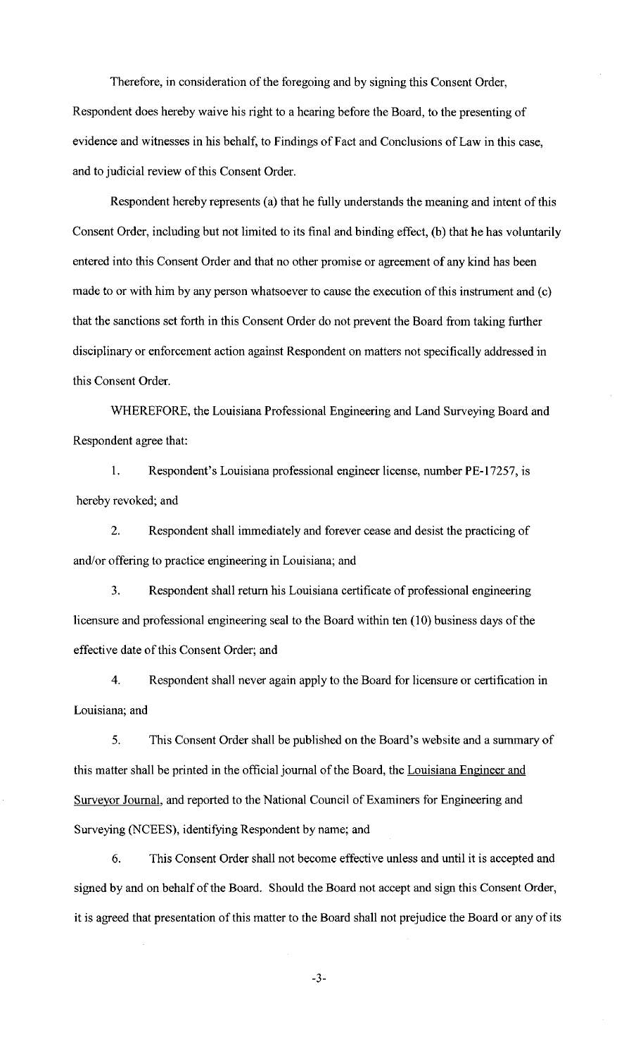Therefore, in consideration of the foregoing and by signing this Consent Order, Respondent does hereby waive his right to a hearing before the Board, to the presenting of evidence and witnesses in his behalf, to Findings of Fact and Conclusions of Law in this case, and to judicial review of this Consent Order.

Respondent hereby represents (a) that he fully understands the meaning and intent of this Consent Order, including but not limited to its final and binding effect, (b) that he has voluntarily entered into this Consent Order and that no other promise or agreement of any kind has been made to or with him by any person whatsoever to cause the execution of this instrument and (c) that the sanctions set forth in this Consent Order do not prevent the Board from taking further disciplinary or enforcement action against Respondent on matters not specifically addressed in this Consent Order.

WHEREFORE, the Louisiana Professional Engineering and Land Surveying Board and Respondent agree that:

1. Respondent's Louisiana professional engineer license, number PE-17257, is hereby revoked; and

2. Respondent shall immediately and forever cease and desist the practicing of and/or offering to practice engineering in Louisiana; and

3. Respondent shall return his Louisiana certificate of professional engineering licensure and professional engineering seal to the Board within ten (10) business days of the effective date of this Consent Order; and

4. Respondent shall never again apply to the Board for licensure or certification in Louisiana; and

5. This Consent Order shall be published on the Board's website and a summary of this matter shall be printed in the official journal of the Board, the Louisiana Engineer and Surveyor Journal, and reported to the National Council of Examiners for Engineering and Surveying (NCEES), identifying Respondent by name; and

6. This Consent Order shall not become effective unless and until it is accepted and signed by and on behalf of the Board. Should the Board not accept and sign this Consent Order, it is agreed that presentation of this matter to the Board shall not prejudice the Board or any of its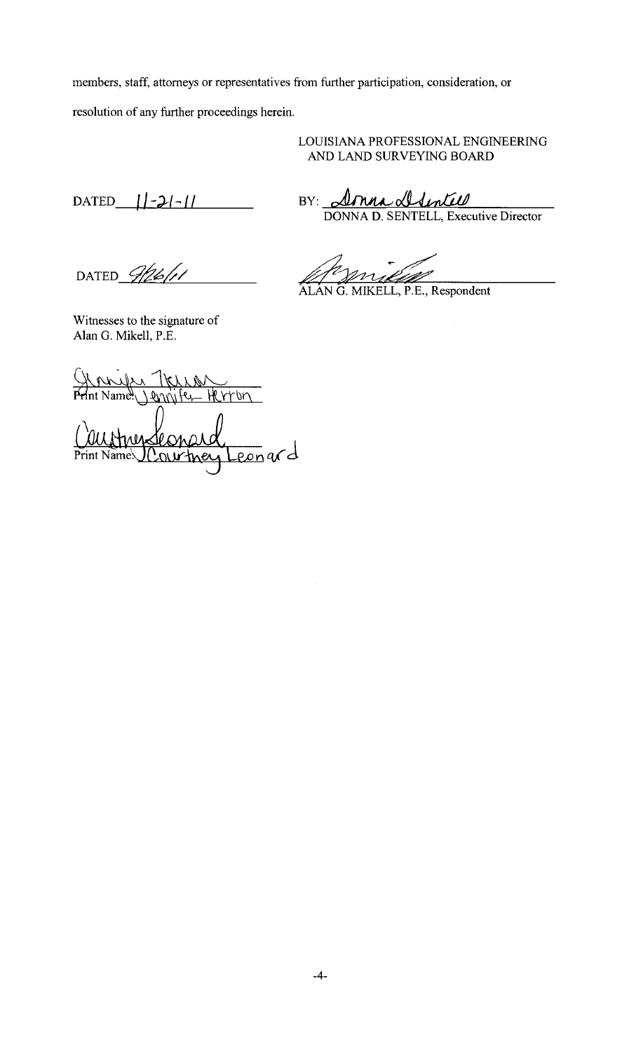members, staff, attorneys or representatives from further participation, consideration, or resolution of any further proceedings herein.

LOUISIANA PROFESSIONAL ENGINEERING AND LAND SURVEYING BOARD

DATED 11-21-11

BY: Donna D. Sentell
DONNA D. SENTELL, Executive Director

DATED 9/26/11

ALAN G. MIKELL, P.E., Respondent

Witnesses to the signature of Alan G. Mikell, P.E.

Print Name: Jennifer Herron

Print Name: Courtney Leonard